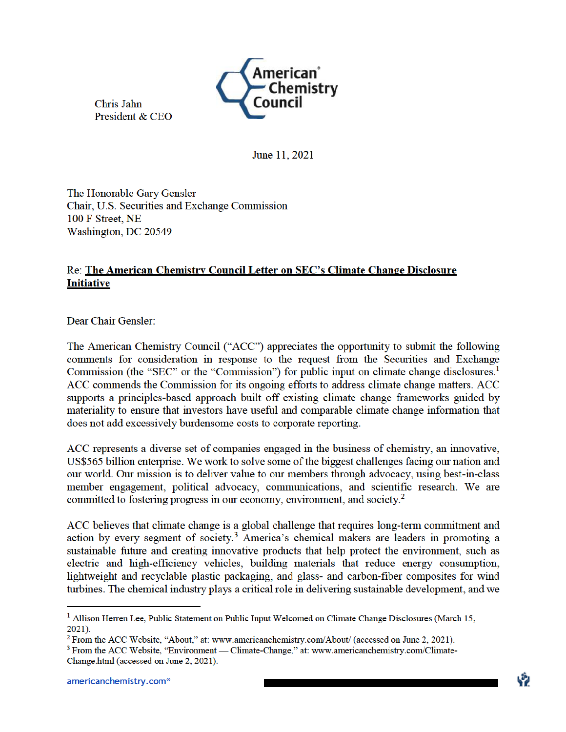Chris Jahn
President & CEO

American Chemistry Council

June 11, 2021

The Honorable Gary Gensler
Chair, U.S. Securities and Exchange Commission
100 F Street, NE
Washington, DC 20549

Re: **The American Chemistry Council Letter on SEC's Climate Change Disclosure Initiative**

Dear Chair Gensler:

The American Chemistry Council ("ACC") appreciates the opportunity to submit the following comments for consideration in response to the request from the Securities and Exchange Commission (the "SEC" or the "Commission") for public input on climate change disclosures.[1] ACC commends the Commission for its ongoing efforts to address climate change matters. ACC supports a principles-based approach built off existing climate change frameworks guided by materiality to ensure that investors have useful and comparable climate change information that does not add excessively burdensome costs to corporate reporting.

ACC represents a diverse set of companies engaged in the business of chemistry, an innovative, US$565 billion enterprise. We work to solve some of the biggest challenges facing our nation and our world. Our mission is to deliver value to our members through advocacy, using best-in-class member engagement, political advocacy, communications, and scientific research. We are committed to fostering progress in our economy, environment, and society.[2]

ACC believes that climate change is a global challenge that requires long-term commitment and action by every segment of society.[3] America's chemical makers are leaders in promoting a sustainable future and creating innovative products that help protect the environment, such as electric and high-efficiency vehicles, building materials that reduce energy consumption, lightweight and recyclable plastic packaging, and glass- and carbon-fiber composites for wind turbines. The chemical industry plays a critical role in delivering sustainable development, and we

---

[1] Allison Herren Lee, Public Statement on Public Input Welcomed on Climate Change Disclosures (March 15, 2021).

[2] From the ACC Website, "About," at: www.americanchemistry.com/About/ (accessed on June 2, 2021).

[3] From the ACC Website, "Environment — Climate-Change," at: www.americanchemistry.com/Climate-Change.html (accessed on June 2, 2021).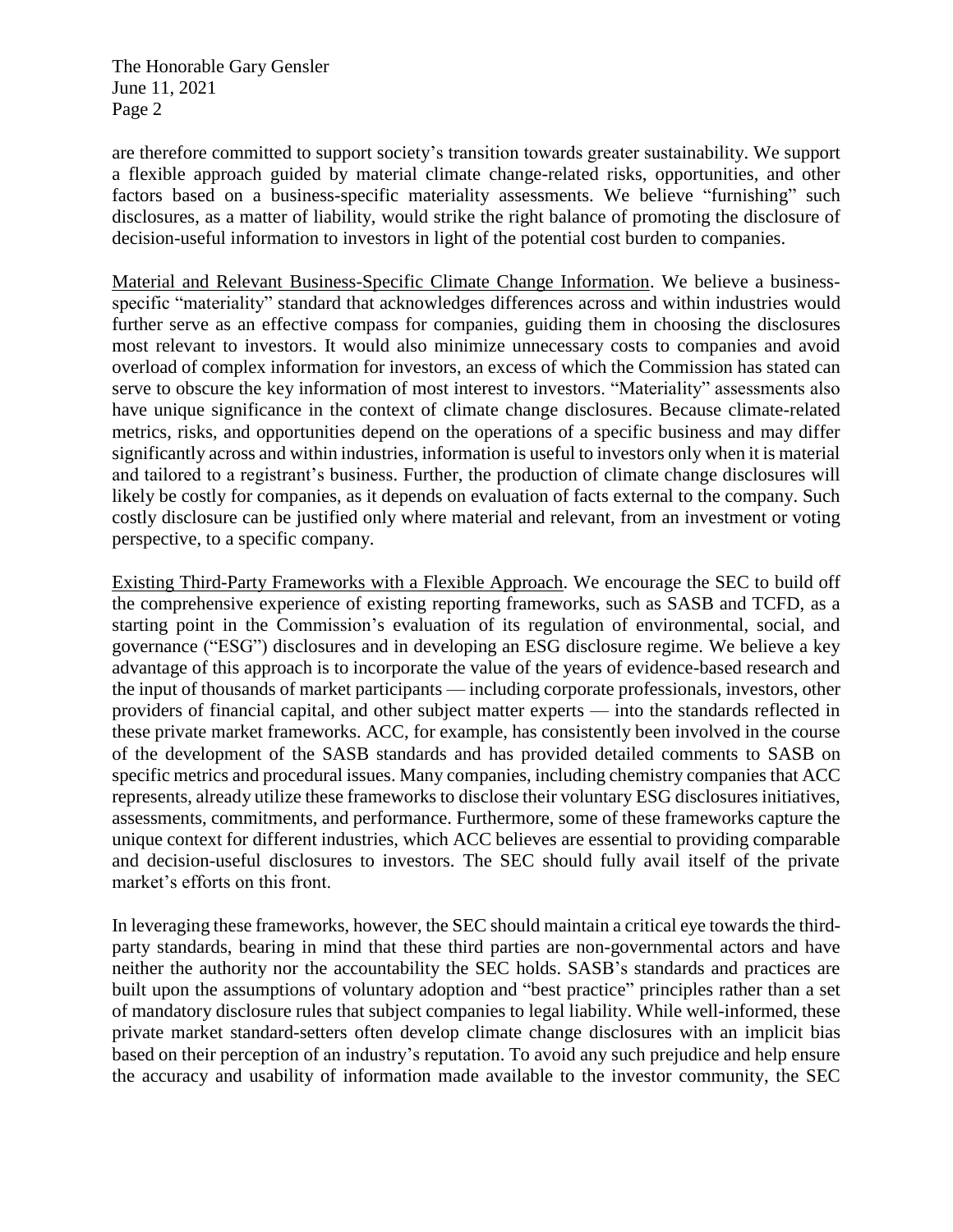are therefore committed to support society's transition towards greater sustainability. We support a flexible approach guided by material climate change-related risks, opportunities, and other factors based on a business-specific materiality assessments. We believe "furnishing" such disclosures, as a matter of liability, would strike the right balance of promoting the disclosure of decision-useful information to investors in light of the potential cost burden to companies.

Material and Relevant Business-Specific Climate Change Information. We believe a business-specific "materiality" standard that acknowledges differences across and within industries would further serve as an effective compass for companies, guiding them in choosing the disclosures most relevant to investors. It would also minimize unnecessary costs to companies and avoid overload of complex information for investors, an excess of which the Commission has stated can serve to obscure the key information of most interest to investors. "Materiality" assessments also have unique significance in the context of climate change disclosures. Because climate-related metrics, risks, and opportunities depend on the operations of a specific business and may differ significantly across and within industries, information is useful to investors only when it is material and tailored to a registrant's business. Further, the production of climate change disclosures will likely be costly for companies, as it depends on evaluation of facts external to the company. Such costly disclosure can be justified only where material and relevant, from an investment or voting perspective, to a specific company.

Existing Third-Party Frameworks with a Flexible Approach. We encourage the SEC to build off the comprehensive experience of existing reporting frameworks, such as SASB and TCFD, as a starting point in the Commission's evaluation of its regulation of environmental, social, and governance ("ESG") disclosures and in developing an ESG disclosure regime. We believe a key advantage of this approach is to incorporate the value of the years of evidence-based research and the input of thousands of market participants — including corporate professionals, investors, other providers of financial capital, and other subject matter experts — into the standards reflected in these private market frameworks. ACC, for example, has consistently been involved in the course of the development of the SASB standards and has provided detailed comments to SASB on specific metrics and procedural issues. Many companies, including chemistry companies that ACC represents, already utilize these frameworks to disclose their voluntary ESG disclosures initiatives, assessments, commitments, and performance. Furthermore, some of these frameworks capture the unique context for different industries, which ACC believes are essential to providing comparable and decision-useful disclosures to investors. The SEC should fully avail itself of the private market's efforts on this front.

In leveraging these frameworks, however, the SEC should maintain a critical eye towards the third-party standards, bearing in mind that these third parties are non-governmental actors and have neither the authority nor the accountability the SEC holds. SASB's standards and practices are built upon the assumptions of voluntary adoption and "best practice" principles rather than a set of mandatory disclosure rules that subject companies to legal liability. While well-informed, these private market standard-setters often develop climate change disclosures with an implicit bias based on their perception of an industry's reputation. To avoid any such prejudice and help ensure the accuracy and usability of information made available to the investor community, the SEC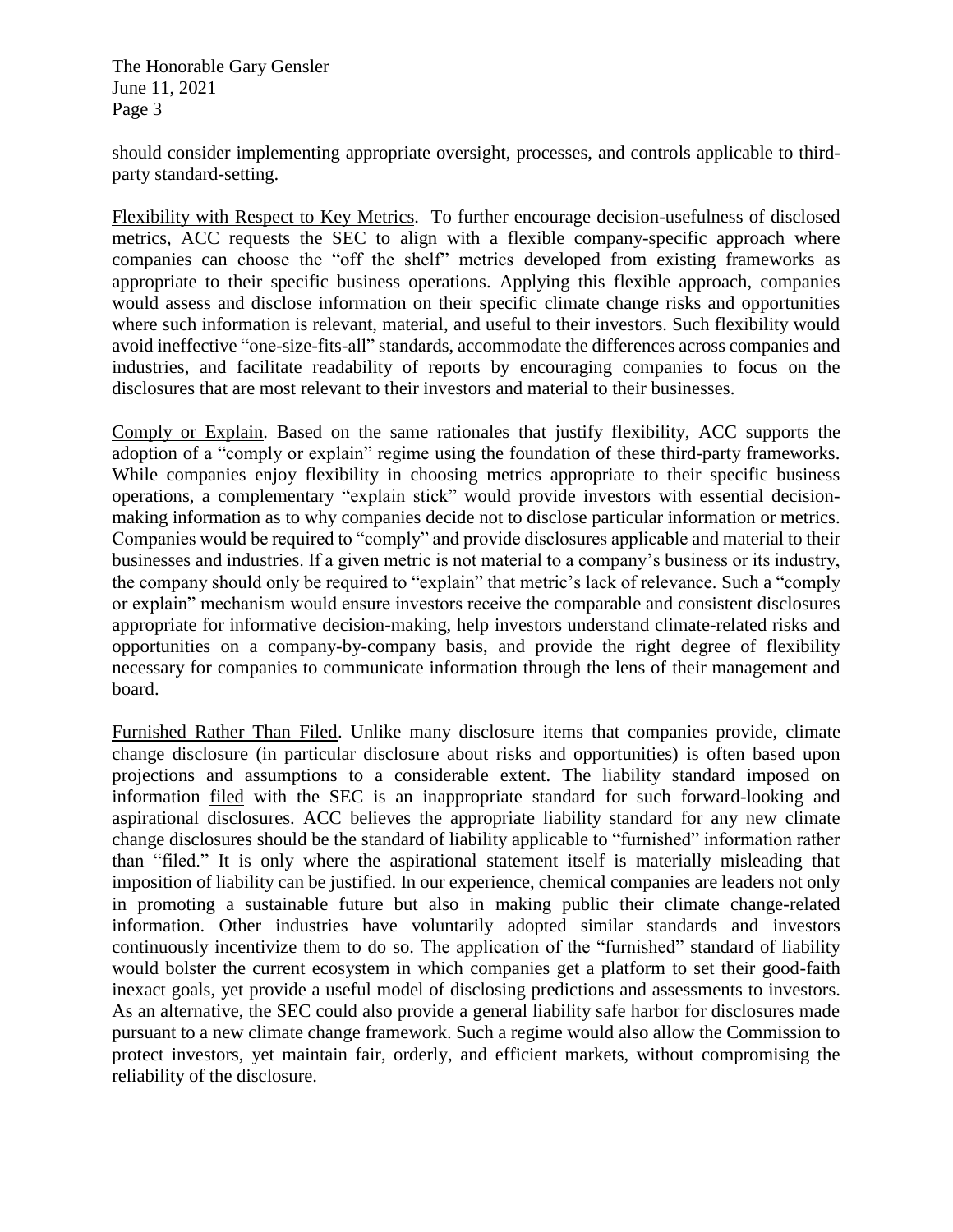should consider implementing appropriate oversight, processes, and controls applicable to third-party standard-setting.

<u>Flexibility with Respect to Key Metrics</u>. To further encourage decision-usefulness of disclosed metrics, ACC requests the SEC to align with a flexible company-specific approach where companies can choose the "off the shelf" metrics developed from existing frameworks as appropriate to their specific business operations. Applying this flexible approach, companies would assess and disclose information on their specific climate change risks and opportunities where such information is relevant, material, and useful to their investors. Such flexibility would avoid ineffective "one-size-fits-all" standards, accommodate the differences across companies and industries, and facilitate readability of reports by encouraging companies to focus on the disclosures that are most relevant to their investors and material to their businesses.

<u>Comply or Explain</u>. Based on the same rationales that justify flexibility, ACC supports the adoption of a "comply or explain" regime using the foundation of these third-party frameworks. While companies enjoy flexibility in choosing metrics appropriate to their specific business operations, a complementary "explain stick" would provide investors with essential decision-making information as to why companies decide not to disclose particular information or metrics. Companies would be required to "comply" and provide disclosures applicable and material to their businesses and industries. If a given metric is not material to a company's business or its industry, the company should only be required to "explain" that metric's lack of relevance. Such a "comply or explain" mechanism would ensure investors receive the comparable and consistent disclosures appropriate for informative decision-making, help investors understand climate-related risks and opportunities on a company-by-company basis, and provide the right degree of flexibility necessary for companies to communicate information through the lens of their management and board.

<u>Furnished Rather Than Filed</u>. Unlike many disclosure items that companies provide, climate change disclosure (in particular disclosure about risks and opportunities) is often based upon projections and assumptions to a considerable extent. The liability standard imposed on information <u>filed</u> with the SEC is an inappropriate standard for such forward-looking and aspirational disclosures. ACC believes the appropriate liability standard for any new climate change disclosures should be the standard of liability applicable to "furnished" information rather than "filed." It is only where the aspirational statement itself is materially misleading that imposition of liability can be justified. In our experience, chemical companies are leaders not only in promoting a sustainable future but also in making public their climate change-related information. Other industries have voluntarily adopted similar standards and investors continuously incentivize them to do so. The application of the "furnished" standard of liability would bolster the current ecosystem in which companies get a platform to set their good-faith inexact goals, yet provide a useful model of disclosing predictions and assessments to investors. As an alternative, the SEC could also provide a general liability safe harbor for disclosures made pursuant to a new climate change framework. Such a regime would also allow the Commission to protect investors, yet maintain fair, orderly, and efficient markets, without compromising the reliability of the disclosure.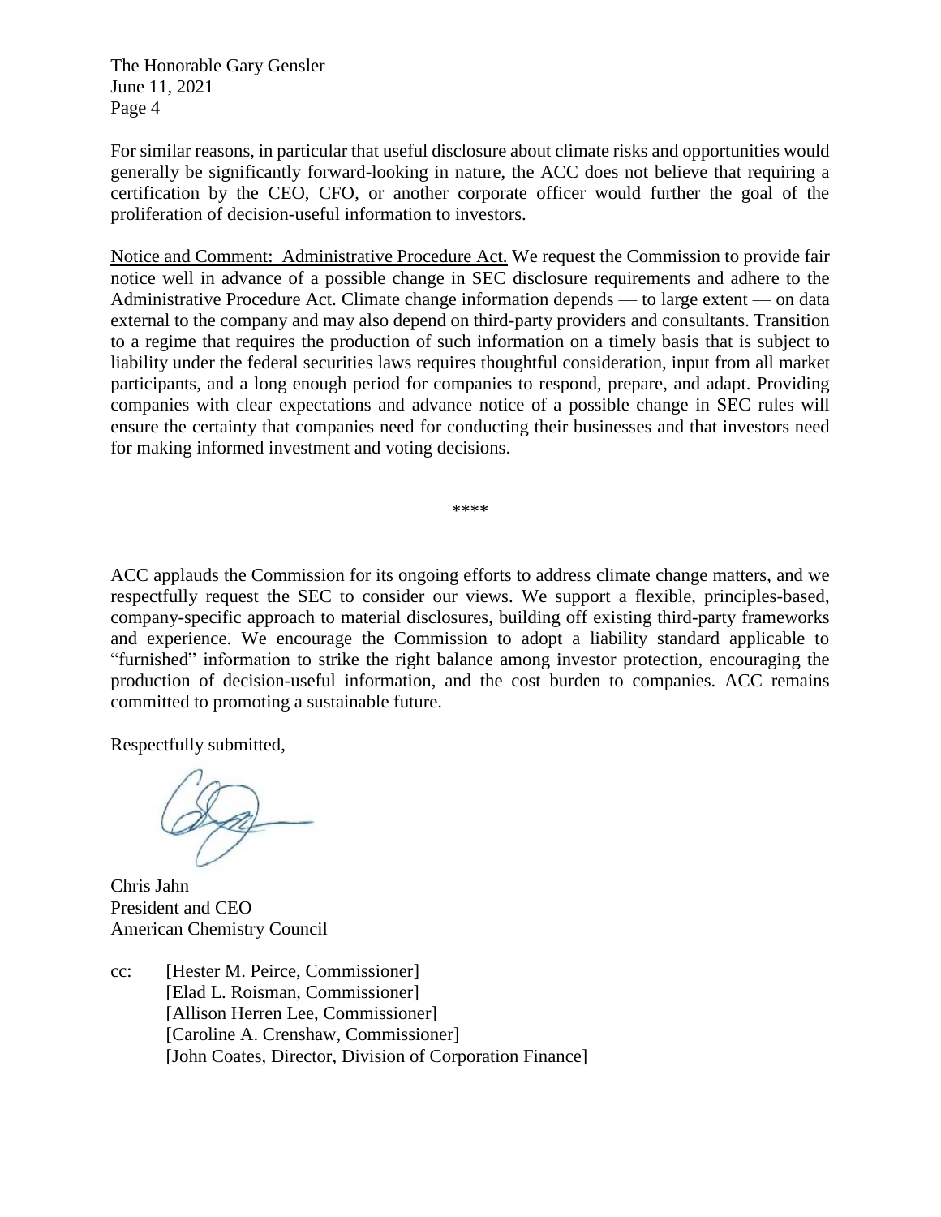For similar reasons, in particular that useful disclosure about climate risks and opportunities would generally be significantly forward-looking in nature, the ACC does not believe that requiring a certification by the CEO, CFO, or another corporate officer would further the goal of the proliferation of decision-useful information to investors.

Notice and Comment: Administrative Procedure Act. We request the Commission to provide fair notice well in advance of a possible change in SEC disclosure requirements and adhere to the Administrative Procedure Act. Climate change information depends — to large extent — on data external to the company and may also depend on third-party providers and consultants. Transition to a regime that requires the production of such information on a timely basis that is subject to liability under the federal securities laws requires thoughtful consideration, input from all market participants, and a long enough period for companies to respond, prepare, and adapt. Providing companies with clear expectations and advance notice of a possible change in SEC rules will ensure the certainty that companies need for conducting their businesses and that investors need for making informed investment and voting decisions.

****

ACC applauds the Commission for its ongoing efforts to address climate change matters, and we respectfully request the SEC to consider our views. We support a flexible, principles-based, company-specific approach to material disclosures, building off existing third-party frameworks and experience. We encourage the Commission to adopt a liability standard applicable to "furnished" information to strike the right balance among investor protection, encouraging the production of decision-useful information, and the cost burden to companies. ACC remains committed to promoting a sustainable future.

Respectfully submitted,

Chris Jahn
President and CEO
American Chemistry Council

cc: [Hester M. Peirce, Commissioner]
[Elad L. Roisman, Commissioner]
[Allison Herren Lee, Commissioner]
[Caroline A. Crenshaw, Commissioner]
[John Coates, Director, Division of Corporation Finance]